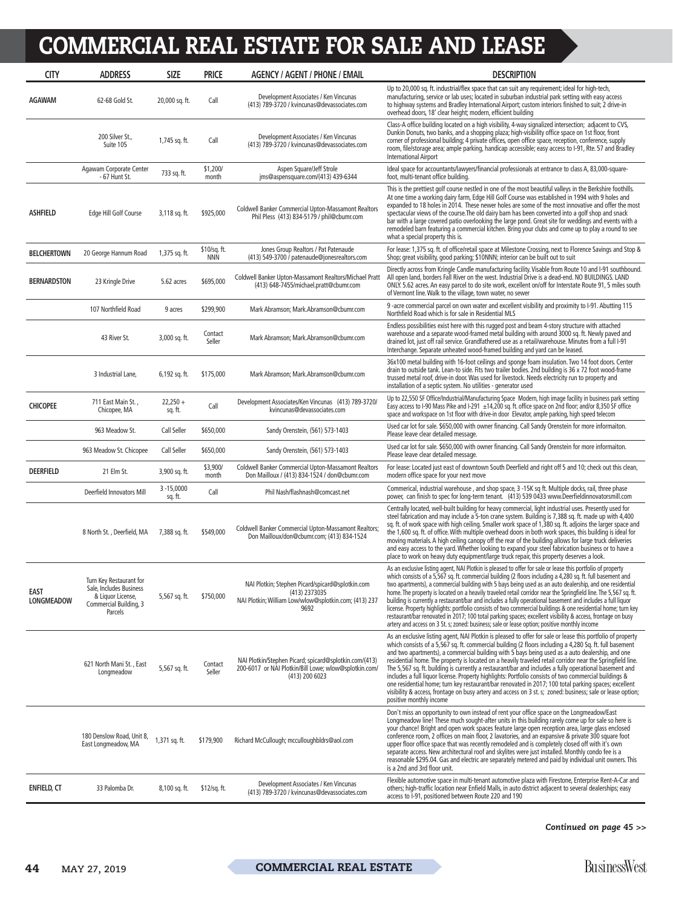# COMMERCIAL REAL ESTATE FOR SALE AND LEASE

| CITY | ADDRESS | SIZE | PRICE | AGENCY / AGENT / PHONE / EMAIL | DESCRIPTION |
|---|---|---|---|---|---|
| AGAWAM | 62-68 Gold St. | 20,000 sq. ft. | Call | Development Associates / Ken Vincunas (413) 789-3720 / kvincunas@devassociates.com | Up to 20,000 sq. ft. industrial/flex space that can suit any requirement; ideal for high-tech, manufacturing, service or lab uses; located in suburban industrial park setting with easy access to highway systems and Bradley International Airport; custom interiors finished to suit; 2 drive-in overhead doors, 18' clear height; modern, efficient building |
| | 200 Silver St., Suite 105 | 1,745 sq. ft. | Call | Development Associates / Ken Vincunas (413) 789-3720 / kvincunas@devassociates.com | Class-A office building located on a high visibility, 4-way signalized intersection; adjacent to CVS, Dunkin Donuts, two banks, and a shopping plaza; high-visibility office space on 1st floor, front corner of professional building; 4 private offices, open office space, reception, conference, supply room, file/storage area; ample parking, handicap accessible; easy access to I-91, Rte. 57 and Bradley International Airport |
| | Agawam Corporate Center - 67 Hunt St. | 733 sq. ft. | $1,200/ month | Aspen Square/Jeff Strole jms@aspensquare.com/(413) 439-6344 | Ideal space for accountants/lawyers/financial professionals at entrance to class A, 83,000-square-foot, multi-tenant office building. |
| ASHFIELD | Edge Hill Golf Course | 3,118 sq. ft. | $925,000 | Coldwell Banker Commercial Upton-Massamont Realtors Phil Pless (413) 834-5179 / phil@cbumr.com | This is the prettiest golf course nestled in one of the most beautiful valleys in the Berkshire foothills. At one time a working dairy farm, Edge Hill Golf Course was established in 1994 with 9 holes and expanded to 18 holes in 2014. These newer holes are some of the most innovative and offer the most spectacular views of the course.The old dairy barn has been converted into a golf shop and snack bar with a large covered patio overlooking the large pond. Great site for weddings and events with a remodeled barn featuring a commercial kitchen. Bring your clubs and come up to play a round to see what a special property this is. |
| BELCHERTOWN | 20 George Hannum Road | 1,375 sq. ft. | $10/sq. ft. NNN | Jones Group Realtors / Pat Patenaude (413) 549-3700 / patenaude@jonesrealtors.com | For lease: 1,375 sq. ft. of office/retail space at Milestone Crossing, next to Florence Savings and Stop & Shop; great visibility, good parking; $10NNN; interior can be built out to suit |
| BERNARDSTON | 23 Kringle Drive | 5.62 acres | $695,000 | Coldwell Banker Upton-Massamont Realtors/Michael Pratt (413) 648-7455/michael.pratt@cbumr.com | Directly across from Kringle Candle manufacturing facility. Visable from Route 10 and I-91 southbound. All open land, borders Fall River on the west. Industrial Drive is a dead-end. NO BUILDINGS. LAND ONLY. 5.62 acres. An easy parcel to do site work, excellent on/off for Interstate Route 91, 5 miles south of Vermont line. Walk to the village, town water, no sewer |
| | 107 Northfield Road | 9 acres | $299,900 | Mark Abramson; Mark.Abramson@cbumr.com | 9 -acre commercial parcel on own water and excellent visibility and proximity to I-91. Abutting 115 Northfield Road which is for sale in Residential MLS |
| | 43 River St. | 3,000 sq. ft. | Contact Seller | Mark Abramson; Mark.Abramson@cbumr.com | Endless possibilities exist here with this rugged post and beam 4-story structure with attached warehouse and a separate wood-framed metal building with around 3000 sq. ft. Newly paved and drained lot, just off rail service. Grandfathered use as a retail/warehouse. Minutes from a full I-91 Interchange. Separate unheated wood-framed building and yard can be leased. |
| | 3 Industrial Lane, | 6,192 sq. ft. | $175,000 | Mark Abramson; Mark.Abramson@cbumr.com | 36x100 metal building with 16-foot ceilings and sponge foam insulation. Two 14 foot doors. Center drain to outside tank. Lean-to side. Fits two trailer bodies. 2nd building is 36 x 72 foot wood-frame trussed metal roof, drive-in door. Was used for livestock. Needs electricity run to property and installation of a septic system. No utilities - generator used |
| CHICOPEE | 711 East Main St. , Chicopee, MA | 22,250 + sq. ft. | Call | Development Associates/Ken Vincunas (413) 789-3720/ kvincunas@devassociates.com | Up to 22,550 SF Office/Industrial/Manufacturing Space Modern, high image facility in business park setting Easy access to I-90 Mass Pike and I-291 ±14,200 sq. ft. office space on 2nd floor; and/or 8,350 SF office space and workspace on 1st floor with drive-in door Elevator, ample parking, high speed telecom |
| | 963 Meadow St. | Call Seller | $650,000 | Sandy Orenstein, (561) 573-1403 | Used car lot for sale. $650,000 with owner financing. Call Sandy Orenstein for more informaiton. Please leave clear detailed message. |
| | 963 Meadow St. Chicopee | Call Seller | $650,000 | Sandy Orenstein, (561) 573-1403 | Used car lot for sale. $650,000 with owner financing. Call Sandy Orenstein for more informaiton. Please leave clear detailed message. |
| DEERFIELD | 21 Elm St. | 3,900 sq. ft. | $3,900/ month | Coldwell Banker Commercial Upton-Massamont Realtors Don Mailloux / (413) 834-1524 / don@cbumr.com | For lease: Located just east of downtown South Deerfield and right off 5 and 10; check out this clean, modern office space for your next move |
| | Deerfield Innovators Mill | 3 -15,0000 sq. ft. | Call | Phil Nash/flashnash@comcast.net | Commerical, industrial warehouse , and shop space, 3 -15K sq ft. Multiple docks, rail, three phase power, can finish to spec for long-term tenant. (413) 539 0433 www.Deerfieldinnovatorsmill.com |
| | 8 North St. , Deerfield, MA | 7,388 sq. ft. | $549,000 | Coldwell Banker Commercial Upton-Massamont Realtors; Don Mailloux/don@cbumr.com; (413) 834-1524 | Centrally located, well-built building for heavy commercial, light industrial uses. Presently used for steel fabrication and may include a 5-ton crane system. Building is 7,388 sq. ft. made up with 4,400 sq. ft. of work space with high ceiling. Smaller work space of 1,380 sq. ft. adjoins the larger space and the 1,600 sq. ft. of office. With multiple overhead doors in both work spaces, this building is ideal for moving materials. A high ceiling canopy off the rear of the building allows for large truck deliveries and easy access to the yard. Whether looking to expand your steel fabrication business or to have a place to work on heavy duty equipment/large truck repair, this property deserves a look. |
| EAST LONGMEADOW | Turn Key Restaurant for Sale, Includes Business & Liquor License, Commercial Building, 3 Parcels | 5,567 sq. ft. | $750,000 | NAI Plotkin; Stephen Picard/spicard@splotkin.com (413) 2373035 NAI Plotkin; William Low/wlow@splotkin.com; (413) 237 9692 | As an exclusive listing agent, NAI Plotkin is pleased to offer for sale or lease this portfolio of property which consists of a 5,567 sq. ft. commercial building (2 floors including a 4,280 sq. ft. full basement and two apartments), a commercial building with 5 bays being used as an auto dealership, and one residential home. The property is located on a heavily traveled retail corridor near the Springfield line. The 5,567 sq. ft. building is currently a restaurant/bar and includes a fully operational basement and includes a full liquor license. Property highlights: portfolio consists of two commercial buildings & one residential home; turn key restaurant/bar renovated in 2017; 100 total parking spaces; excellent visibility & access, frontage on busy artery and access on 3 St. s; zoned: business; sale or lease option; positive monthly income |
| | 621 North Mani St. , East Longmeadow | 5,567 sq. ft. | Contact Seller | NAI Plotkin/Stephen Picard; spicard@splotkin.com/(413) 200-6017 or NAI Plotkin/Bill Lowe; wlow@splotkin.com/ (413) 200 6023 | As an exclusive listing agent, NAI Plotkin is pleased to offer for sale or lease this portfolio of property which consists of a 5,567 sq. ft. commercial building (2 floors including a 4,280 Sq. ft. full basement and two apartments), a commercial building with 5 bays being used as a auto dealership, and one residential home. The property is located on a heavily traveled retail corridor near the Springfield line. The 5,567 sq. ft. building is currently a restaurant/bar and includes a fully operational basement and includes a full liquor license. Property highlights: Portfolio consists of two commercial buildings & one residential home; turn key restaurant/bar renovated in 2017; 100 total parking spaces; excellent visibility & access, frontage on busy artery and access on 3 st. s; zoned: business; sale or lease option; positive monthly income |
| | 180 Denslow Road, Unit 8, East Longmeadow, MA | 1,371 sq. ft. | $179,900 | Richard McCullough; mcculloughbldrs@aol.com | Don't miss an opportunity to own instead of rent your office space on the Longmeadow/East Longmeadow line! These much sought-after units in this building rarely come up for sale so here is your chance! Bright and open work spaces feature large open reception area, large glass enclosed conference room, 2 offices on main floor, 2 lavatories, and an expansive & private 300 square foot upper floor office space that was recently remodeled and is completely closed off with it's own separate access. New architectural roof and skylites were just installed. Monthly condo fee is a reasonable $295.04. Gas and electric are separately metered and paid by individual unit owners. This is a 2nd and 3rd floor unit. |
| ENFIELD, CT | 33 Palomba Dr. | 8,100 sq. ft. | $12/sq. ft. | Development Associates / Ken Vincunas (413) 789-3720 / kvincunas@devassociates.com | Flexible automotive space in multi-tenant automotive plaza with Firestone, Enterprise Rent-A-Car and others; high-traffic location near Enfield Malls, in auto district adjacent to several dealerships; easy access to I-91, positioned between Route 220 and 190 |

***Continued on page 45 >>***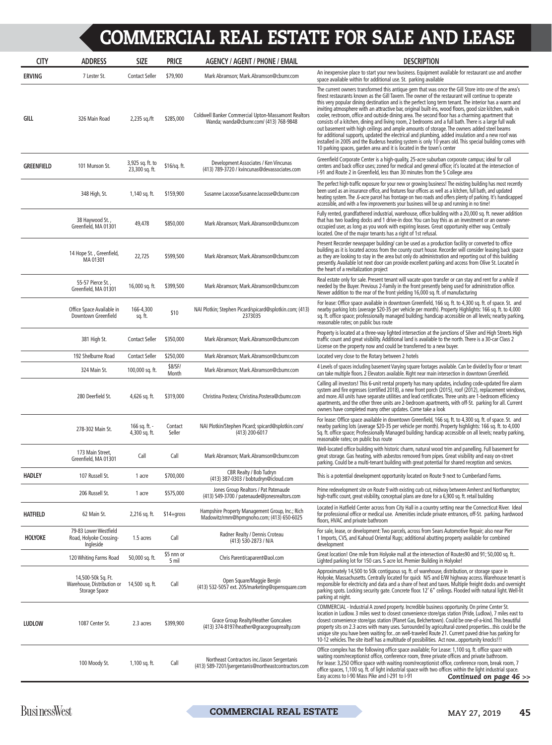# COMMERCIAL REAL ESTATE FOR SALE AND LEASE

| CITY | ADDRESS | SIZE | PRICE | AGENCY / AGENT / PHONE / EMAIL | DESCRIPTION |
|---|---|---|---|---|---|
| ERVING | 7 Lester St. | Contact Seller | $79,900 | Mark Abramson; Mark.Abramson@cbumr.com | An inexpensive place to start your new business. Equipment available for restaurant use and another space available within for additional use. St. parking available |
| GILL | 326 Main Road | 2,235 sq./ft | $285,000 | Coldwell Banker Commercial Upton-Massamont Realtors Wanda; wanda@cbumr.com/ (413) 768-9848 | The current owners transformed this antique gem that was once the Gill Store into one of the area's finest restaurants known as the Gill Tavern. The owner of the restaurant will continue to operate this very popular dining destination and is the perfect long term tenant. The interior has a warm and inviting atmosphere with an attractive bar, original built-ins, wood floors, good size kitchen, walk-in cooler, restroom, office and outside dining area. The second floor has a charming apartment that consists of a kitchen, dining and living room, 2 bedrooms and a full bath. There is a large full walk out basement with high ceilings and ample amounts of storage. The owner added steel beams for additional supports, updated the electrical and plumbing, added insulation and a new roof was installed in 2005 and the Buderus heating system is only 10 years old. This special building comes with 10 parking spaces, garden area and it is located in the town's center |
| GREENFIELD | 101 Munson St. | 3,925 sq. ft. to 23,300 sq. ft. | $16/sq. ft. | Development Associates / Ken Vincunas (413) 789-3720 / kvincunas@devassociates.com | Greenfield Corporate Center is a high-quality, 25-acre suburban corporate campus; ideal for call centers and back office uses; zoned for medical and general office; it's located at the intersection of I-91 and Route 2 in Greenfield, less than 30 minutes from the 5 College area |
| | 348 High, St. | 1,140 sq. ft. | $159,900 | Susanne Lacosse/Susanne.lacosse@cbumr.com | The perfect high-traffic exposure for your new or growing business! The existing building has most recently been used as an insurance office, and features four offices as well as a kitchen, full bath, and updated heating system. The .6-acre parcel has frontage on two roads and offers plenty of parking. It's handicapped accessible, and with a few improvements your business will be up and running in no time! |
| | 38 Haywood St. , Greenfield, MA 01301 | 49,478 | $850,000 | Mark Abramson; Mark.Abramson@cbumr.com | Fully rented, grandfathered industrial, warehouse, office building with a 20,000 sq. ft. newer addition that has two loading docks and 1 drive-in door. You can buy this as an investment or an owner-occupied user, as long as you work with expiring leases. Great opportunity either way. Centrally located. One of the major tenants has a right of 1st refusal. |
| | 14 Hope St. , Greenfield, MA 01301 | 22,725 | $599,500 | Mark Abramson; Mark.Abramson@cbumr.com | Present Recorder newspaper building/ can be used as a production facility or converted to office building as it is located across from the county court house. Recorder will consider leasing back space as they are looking to stay in the area but only do administration and reporting out of this building presently. Available lot next door can provide excellent parking and access from Olive St. Located in the heart of a revitalization project |
| | 55-57 Pierce St. , Greenfield, MA 01301 | 16,000 sq. ft. | $399,500 | Mark Abramson; Mark.Abramson@cbumr.com | Real estate only for sale. Present tenant will vacate upon transfer or can stay and rent for a while if needed by the Buyer. Previous 2-Family in the front presently being used for administration office. Newer addition to the rear of the front yielding 16,000 sq. ft. of manufacturing |
| | Office Space Available in Downtown Greenfield | 166-4,300 sq. ft. | $10 | NAI Plotkin; Stephen Picard/spicard@splotkin.com; (413) 2373035 | For lease: Office space available in downtown Greenfield, 166 sq. ft. to 4,300 sq. ft. of space. St. and nearby parking lots (average $20-35 per vehicle per month). Property Highlights: 166 sq. ft. to 4,000 sq. ft. office space; professionally managed building; handicap accessible on all levels; nearby parking, reasonable rates; on public bus route |
| | 381 High St. | Contact Seller | $350,000 | Mark Abramson; Mark.Abramson@cbumr.com | Property is located at a three-way lighted intersection at the junctions of Silver and High Streets High traffic count and great visibility. Additional land is available to the north. There is a 30-car Class 2 License on the property now and could be transferred to a new buyer. |
| | 192 Shelburne Road | Contact Seller | $250,000 | Mark Abramson; Mark.Abramson@cbumr.com | Located very close to the Rotary between 2 hotels |
| | 324 Main St. | 100,000 sq. ft. | $8/SF/ Month | Mark Abramson; Mark.Abramson@cbumr.com | 4 Levels of spaces including basement Varying square footages available. Can be divided by floor or tenant can take multiple floors. 2 Elevators available. Right near main intersection in downtown Greenfield. |
| | 280 Deerfield St. | 4,626 sq. ft. | $319,000 | Christina Postera; Christina.Postera@cbumr.com | Calling all investors! This 6-unit rental property has many updates, including code-updated fire alarm system and fire egresses (certified 2018), a new front porch (2015), roof (2012), replacement windows, and more. All units have separate utilities and lead certificates. Three units are 1-bedroom efficiency apartments, with the other three units are 2-bedroom apartments, with off-St. parking for all. Current owners have completed many other updates. Come take a look |
| | 278-302 Main St. | 166 sq. ft. - 4,300 sq. ft. | Contact Seller | NAI Plotkin/Stephen Picard; spicard@splotkin.com/ (413) 200-6017 | For lease: Office space available in downtown Greenfield, 166 sq. ft. to 4,300 sq. ft. of space. St. and nearby parking lots (average $20-35 per vehicle per month). Property highlights: 166 sq. ft. to 4,000 Sq. ft. office space; Professionally Managed building; handicap accessible on all levels; nearby parking, reasonable rates; on public bus route |
| | 173 Main Street, Greenfield, MA 01301 | Call | Call | Mark Abramson; Mark.Abramson@cbumr.com | Well-located office building with historic charm, natural wood trim and panelling. Full basement for great storage. Gas heating, with asbestos removed from pipes. Great visibility and easy on-street parking. Could be a multi-tenant building with great potential for shared reception and services. |
| HADLEY | 107 Russell St. | 1 acre | $700,000 | CBR Realty / Bob Tudryn (413) 387-0303 / bobtudryn@icloud.com | This is a potential development opportunity located on Route 9 next to Cumberland Farms. |
| | 206 Russell St. | 1 acre | $575,000 | Jones Group Realtors / Pat Patenaude (413) 549-3700 / patenaude@jonesrealtors.com | Prime redevelopment site on Route 9 with existing curb cut, midway between Amherst and Northampton; high-traffic count, great visibility, conceptual plans are done for a 6,900 sq. ft. retail building |
| HATFIELD | 62 Main St. | 2,216 sq. ft. | $14+gross | Hampshire Property Management Group, Inc.; Rich Madowitz/rmm@hpmgnoho.com; (413) 650-6025 | Located in Hatfield Center across from City Hall in a country setting near the Connecticut River. Ideal for professional office or medical use. Amenities include private entrances, off-St. parking, hardwood floors, HVAC and private bathroom |
| HOLYOKE | 79-83 Lower Westfield Road, Holyoke Crossing-Ingleside | 1.5 acres | Call | Radner Realty / Dennis Croteau (413) 530-2873 / N/A | For sale, lease, or development: Two parcels, across from Sears Automotive Repair; also near Pier 1 Imports, CVS, and Kahoud Oriental Rugs; additional abutting property available for combined development |
| | 120 Whiting Farms Road | 50,000 sq. ft. | $5 nnn or 5 mil | Chris Parent/caparent@aol.com | Great location! One mile from Holyoke mall at the intersection of Routes90 and 91; 50,000 sq. ft.. Lighted parking lot for 150 cars. 5 acre lot. Premier Building in Holyoke! |
| | 14,500-50k Sq. Ft. Warehouse, Distribution or Storage Space | 14,500 sq. ft. | Call | Open Square/Maggie Bergin (413) 532-5057 ext. 205/marketing@opensquare.com | Approximately 14,500 to 50k contiguous sq. ft. of warehouse, distribution, or storage space in Holyoke, Massachusetts. Centrally located for quick N/S and E/W highway access. Warehouse tenant is responsible for electricity and data and a share of heat and taxes. Multiple freight docks and overnight parking spots. Locking security gate. Concrete floor. 12' 6" ceilings. Flooded with natural light. Well-lit parking at night. |
| LUDLOW | 1087 Center St. | 2.3 acres | $399,900 | Grace Group Realty/Heather Goncalves (413) 374-8197/heather@gracegrouprealty.com | COMMERCIAL - Industrial A zoned property. Incredible business opportunity. On prime Center St. location in Ludlow. 3 miles west to closest convenience store/gas station (Pride, Ludlow), 7 miles east to closest convenience store/gas station (Planet Gas, Belchertown). Could be one-of-a-kind. This beautiful property sits on 2.3 acres with many uses. Surrounded by agricultural-zoned properties...this could be the unique site you have been waiting for...on well-traveled Route 21. Current paved drive has parking for 10-12 vehicles. The site itself has a multitude of possibilities. Act now...opportunity knocks!!! |
| | 100 Moody St. | 1,100 sq. ft. | Call | Northeast Contractors inc./Jason Sergentanis (413) 589-7201/jsergentanis@northeastcontractors.com | Office complex has the following office space available; For Lease: 1,100 sq. ft. office space with waiting room/receptionist office, conference room, three private offices and private bathroom. For lease: 3,250 Office space with waiting room/receptionist office, conference room, break room, 7 office spaces, 1,100 sq. ft. of light industrial space with two offices within the light industrial space. Easy access to I-90 Mass Pike and I-291 to I-91 |

*Continued on page 46 >>*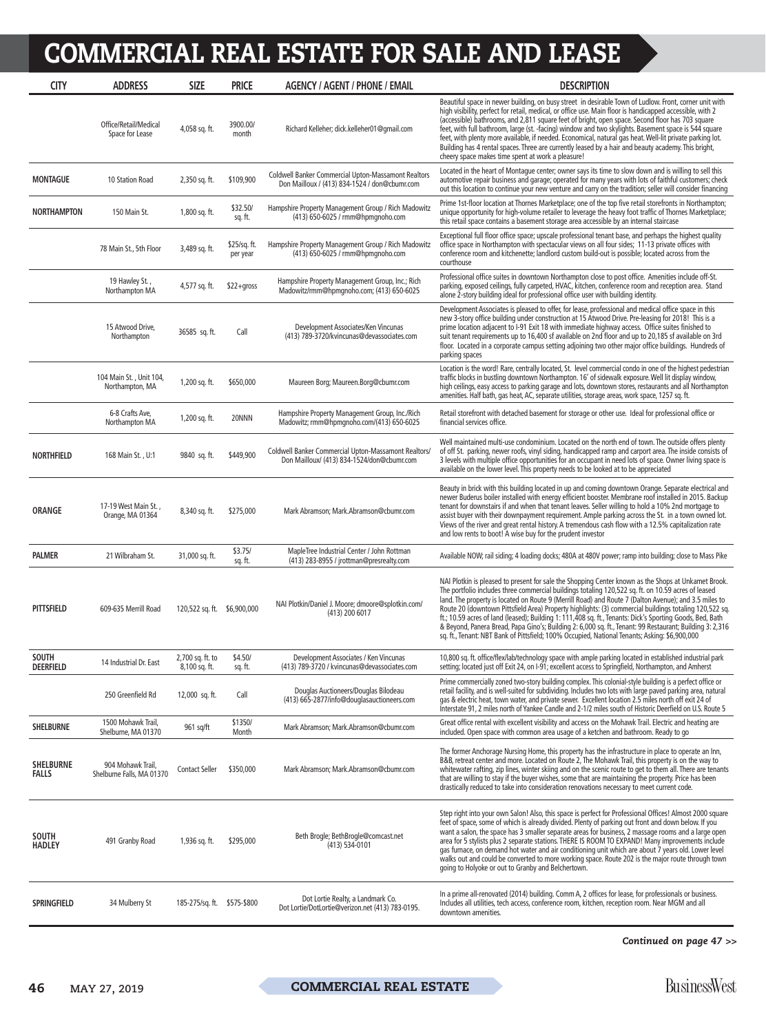# COMMERCIAL REAL ESTATE FOR SALE AND LEASE

| CITY | ADDRESS | SIZE | PRICE | AGENCY / AGENT / PHONE / EMAIL | DESCRIPTION |
|---|---|---|---|---|---|
| | Office/Retail/Medical Space for Lease | 4,058 sq. ft. | 3900.00/ month | Richard Kelleher; dick.kelleher01@gmail.com | Beautiful space in newer building, on busy street in desirable Town of Ludlow. Front, corner unit with high visibility, perfect for retail, medical, or office use. Main floor is handicapped accessible, with 2 (accessible) bathrooms, and 2,811 square feet of bright, open space. Second floor has 703 square feet, with full bathroom, large (st. -facing) window and two skylights. Basement space is 544 square feet, with plenty more available, if needed. Economical, natural gas heat. Well-lit private parking lot. Building has 4 rental spaces. Three are currently leased by a hair and beauty academy. This bright, cheery space makes time spent at work a pleasure! |
| MONTAGUE | 10 Station Road | 2,350 sq. ft. | $109,900 | Coldwell Banker Commercial Upton-Massamont Realtors Don Mailloux / (413) 834-1524 / don@cbumr.com | Located in the heart of Montague center; owner says its time to slow down and is willing to sell this automotive repair business and garage; operated for many years with lots of faithful customers; check out this location to continue your new venture and carry on the tradition; seller will consider financing |
| NORTHAMPTON | 150 Main St. | 1,800 sq. ft. | $32.50/ sq. ft. | Hampshire Property Management Group / Rich Madowitz (413) 650-6025 / rmm@hpmgnoho.com | Prime 1st-floor location at Thornes Marketplace; one of the top five retail storefronts in Northampton; unique opportunity for high-volume retailer to leverage the heavy foot traffic of Thornes Marketplace; this retail space contains a basement storage area accessible by an internal staircase |
| | 78 Main St., 5th Floor | 3,489 sq. ft. | $25/sq. ft. per year | Hampshire Property Management Group / Rich Madowitz (413) 650-6025 / rmm@hpmgnoho.com | Exceptional full floor office space; upscale professional tenant base, and perhaps the highest quality office space in Northampton with spectacular views on all four sides; 11-13 private offices with conference room and kitchenette; landlord custom build-out is possible; located across from the courthouse |
| | 19 Hawley St., Northampton MA | 4,577 sq. ft. | $22+gross | Hampshire Property Management Group, Inc.; Rich Madowitz/rmm@hpmgnoho.com; (413) 650-6025 | Professional office suites in downtown Northampton close to post office. Amenities include off-St. parking, exposed ceilings, fully carpeted, HVAC, kitchen, conference room and reception area. Stand alone 2-story building ideal for professional office user with building identity. |
| | 15 Atwood Drive, Northampton | 36585 sq. ft. | Call | Development Associates/Ken Vincunas (413) 789-3720/kvincunas@devassociates.com | Development Associates is pleased to offer, for lease, professional and medical office space in this new 3-story office building under construction at 15 Atwood Drive. Pre-leasing for 2018! This is a prime location adjacent to I-91 Exit 18 with immediate highway access. Office suites finished to suit tenant requirements up to 16,400 sf available on 2nd floor and up to 20,185 sf available on 3rd floor. Located in a corporate campus setting adjoining two other major office buildings. Hundreds of parking spaces |
| | 104 Main St., Unit 104, Northampton, MA | 1,200 sq. ft. | $650,000 | Maureen Borg; Maureen.Borg@cbumr.com | Location is the word! Rare, centrally located, St. level commercial condo in one of the highest pedestrian traffic blocks in bustling downtown Northampton. 16' of sidewalk exposure. Well lit display window, high ceilings, easy access to parking garage and lots, downtown stores, restaurants and all Northampton amenities. Half bath, gas heat, AC, separate utilities, storage areas, work space, 1257 sq. ft. |
| | 6-8 Crafts Ave, Northampton MA | 1,200 sq. ft. | 20NNN | Hampshire Property Management Group, Inc./Rich Madowitz; rmm@hpmgnoho.com/(413) 650-6025 | Retail storefront with detached basement for storage or other use. Ideal for professional office or financial services office. |
| NORTHFIELD | 168 Main St., U:1 | 9840 sq. ft. | $449,900 | Coldwell Banker Commercial Upton-Massamont Realtors/ Don Mailloux/ (413) 834-1524/don@cbumr.com | Well maintained multi-use condominium. Located on the north end of town. The outside offers plenty of off St. parking, newer roofs, vinyl siding, handicapped ramp and carport area. The inside consists of 3 levels with multiple office opportunities for an occupant in need lots of space. Owner living space is available on the lower level. This property needs to be looked at to be appreciated |
| ORANGE | 17-19 West Main St., Orange, MA 01364 | 8,340 sq. ft. | $275,000 | Mark Abramson; Mark.Abramson@cbumr.com | Beauty in brick with this building located in up and coming downtown Orange. Separate electrical and newer Buderus boiler installed with energy efficient booster. Membrane roof installed in 2015. Backup tenant for downstairs if and when that tenant leaves. Seller willing to hold a 10% 2nd mortgage to assist buyer with their downpayment requirement. Ample parking across the St. in a town owned lot. Views of the river and great rental history. A tremendous cash flow with a 12.5% capitalization rate and low rents to boot! A wise buy for the prudent investor |
| PALMER | 21 Wilbraham St. | 31,000 sq. ft. | $3.75/ sq. ft. | MapleTree Industrial Center / John Rottman (413) 283-8955 / jrottman@presrealty.com | Available NOW; rail siding; 4 loading docks; 480A at 480V power; ramp into building; close to Mass Pike |
| PITTSFIELD | 609-635 Merrill Road | 120,522 sq. ft. | $6,900,000 | NAI Plotkin/Daniel J. Moore; dmoore@splotkin.com/ (413) 200 6017 | NAI Plotkin is pleased to present for sale the Shopping Center known as the Shops at Unkamet Brook. The portfolio includes three commercial buildings totaling 120,522 sq. ft. on 10.59 acres of leased land. The property is located on Route 9 (Merrill Road) and Route 7 (Dalton Avenue); and 3.5 miles to Route 20 (downtown Pittsfield Area) Property highlights: (3) commercial buildings totaling 120,522 sq. ft.; 10.59 acres of land (leased); Building 1: 111,408 sq. ft., Tenants: Dick's Sporting Goods, Bed, Bath & Beyond, Panera Bread, Papa Gino's; Building 2: 6,000 sq. ft., Tenant: 99 Restaurant; Building 3: 2,316 sq. ft., Tenant: NBT Bank of Pittsfield; 100% Occupied, National Tenants; Asking: $6,900,000 |
| SOUTH DEERFIELD | 14 Industrial Dr. East | 2,700 sq. ft. to 8,100 sq. ft. | $4.50/ sq. ft. | Development Associates / Ken Vincunas (413) 789-3720 / kvincunas@devassociates.com | 10,800 sq. ft. office/flex/lab/technology space with ample parking located in established industrial park setting; located just off Exit 24, on I-91; excellent access to Springfield, Northampton, and Amherst |
| | 250 Greenfield Rd | 12,000 sq. ft. | Call | Douglas Auctioneers/Douglas Bilodeau (413) 665-2877/info@douglasauctioneers.com | Prime commercially zoned two-story building complex. This colonial-style building is a perfect office or retail facility, and is well-suited for subdividing. Includes two lots with large paved parking area, natural gas & electric heat, town water, and private sewer. Excellent location 2.5 miles north off exit 24 of Interstate 91, 2 miles north of Yankee Candle and 2-1/2 miles south of Historic Deerfield on U.S. Route 5 |
| SHELBURNE | 1500 Mohawk Trail, Shelburne, MA 01370 | 961 sq/ft | $1350/ Month | Mark Abramson; Mark.Abramson@cbumr.com | Great office rental with excellent visibility and access on the Mohawk Trail. Electric and heating are included. Open space with common area usage of a ketchen and bathroom. Ready to go |
| SHELBURNE FALLS | 904 Mohawk Trail, Shelburne Falls, MA 01370 | Contact Seller | $350,000 | Mark Abramson; Mark.Abramson@cbumr.com | The former Anchorage Nursing Home, this property has the infrastructure in place to operate an Inn, B&B, retreat center and more. Located on Route 2, The Mohawk Trail, this property is on the way to whitewater rafting, zip lines, winter skiing and on the scenic route to get to them all. There are tenants that are willing to stay if the buyer wishes, some that are maintaining the property. Price has been drastically reduced to take into consideration renovations necessary to meet current code. |
| SOUTH HADLEY | 491 Granby Road | 1,936 sq. ft. | $295,000 | Beth Brogle; BethBrogle@comcast.net (413) 534-0101 | Step right into your own Salon! Also, this space is perfect for Professional Offices! Almost 2000 square feet of space, some of which is already divided. Plenty of parking out front and down below. If you want a salon, the space has 3 smaller separate areas for business, 2 massage rooms and a large open area for 5 stylists plus 2 separate stations. THERE IS ROOM TO EXPAND! Many improvements include gas furnace, on demand hot water and air conditioning unit which are about 7 years old. Lower level walks out and could be converted to more working space. Route 202 is the major route through town going to Holyoke or out to Granby and Belchertown. |
| SPRINGFIELD | 34 Mulberry St | 185-275/sq. ft. | $575-$800 | Dot Lortie Realty, a Landmark Co. Dot Lortie/DotLortie@verizon.net (413) 783-0195. | In a prime all-renovated (2014) building. Comm A, 2 offices for lease, for professionals or business. Includes all utilities, tech access, conference room, kitchen, reception room. Near MGM and all downtown amenities. |

***Continued on page 47 >>***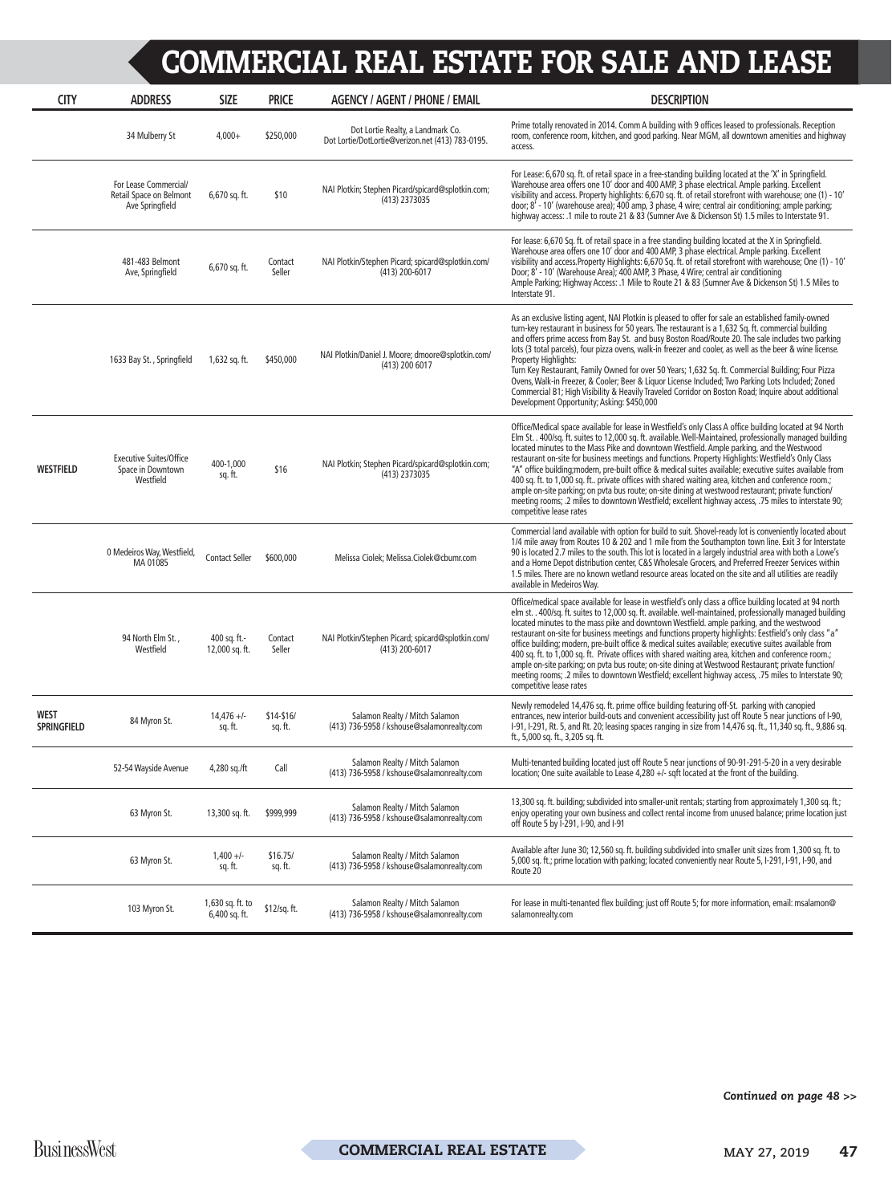# COMMERCIAL REAL ESTATE FOR SALE AND LEASE

| CITY | ADDRESS | SIZE | PRICE | AGENCY / AGENT / PHONE / EMAIL | DESCRIPTION |
|---|---|---|---|---|---|
| | 34 Mulberry St | 4,000+ | $250,000 | Dot Lortie Realty, a Landmark Co. Dot Lortie/DotLortie@verizon.net (413) 783-0195. | Prime totally renovated in 2014. Comm A building with 9 offices leased to professionals. Reception room, conference room, kitchen, and good parking. Near MGM, all downtown amenities and highway access. |
| | For Lease Commercial/ Retail Space on Belmont Ave Springfield | 6,670 sq. ft. | $10 | NAI Plotkin; Stephen Picard/spicard@splotkin.com; (413) 2373035 | For Lease: 6,670 sq. ft. of retail space in a free-standing building located at the 'X' in Springfield. Warehouse area offers one 10' door and 400 AMP, 3 phase electrical. Ample parking. Excellent visibility and access. Property highlights: 6,670 sq. ft. of retail storefront with warehouse; one (1) - 10' door; 8' - 10' (warehouse area); 400 amp, 3 phase, 4 wire; central air conditioning; ample parking; highway access: .1 mile to route 21 & 83 (Sumner Ave & Dickenson St) 1.5 miles to Interstate 91. |
| | 481-483 Belmont Ave, Springfield | 6,670 sq. ft. | Contact Seller | NAI Plotkin/Stephen Picard; spicard@splotkin.com/ (413) 200-6017 | For lease: 6,670 Sq. ft. of retail space in a free standing building located at the X in Springfield. Warehouse area offers one 10' door and 400 AMP, 3 phase electrical. Ample parking. Excellent visibility and access.Property Highlights: 6,670 Sq. ft. of retail storefront with warehouse; One (1) - 10' Door; 8' - 10' (Warehouse Area); 400 AMP, 3 Phase, 4 Wire; central air conditioning Ample Parking; Highway Access: .1 Mile to Route 21 & 83 (Sumner Ave & Dickenson St) 1.5 Miles to Interstate 91. |
| | 1633 Bay St. , Springfield | 1,632 sq. ft. | $450,000 | NAI Plotkin/Daniel J. Moore; dmoore@splotkin.com/ (413) 200 6017 | As an exclusive listing agent, NAI Plotkin is pleased to offer for sale an established family-owned turn-key restaurant in business for 50 years. The restaurant is a 1,632 Sq. ft. commercial building and offers prime access from Bay St. and busy Boston Road/Route 20. The sale includes two parking lots (3 total parcels), four pizza ovens, walk-in freezer and cooler, as well as the beer & wine license. Property Highlights: Turn Key Restaurant, Family Owned for over 50 Years; 1,632 Sq. ft. Commercial Building; Four Pizza Ovens, Walk-in Freezer, & Cooler; Beer & Liquor License Included; Two Parking Lots Included; Zoned Commercial B1; High Visibility & Heavily Traveled Corridor on Boston Road; Inquire about additional Development Opportunity; Asking: $450,000 |
| **WESTFIELD** | Executive Suites/Office Space in Downtown Westfield | 400-1,000 sq. ft. | $16 | NAI Plotkin; Stephen Picard/spicard@splotkin.com; (413) 2373035 | Office/Medical space available for lease in Westfield's only Class A office building located at 94 North Elm St. . 400/sq. ft. suites to 12,000 sq. ft. available. Well-Maintained, professionally managed building located minutes to the Mass Pike and downtown Westfield. Ample parking, and the Westwood restaurant on-site for business meetings and functions. Property Highlights: Westfield's Only Class "A" office building;modern, pre-built office & medical suites available; executive suites available from 400 sq. ft. to 1,000 sq. ft.. private offices with shared waiting area, kitchen and conference room.; ample on-site parking; on pvta bus route; on-site dining at westwood restaurant; private function/ meeting rooms; .2 miles to downtown Westfield; excellent highway access, .75 miles to interstate 90; competitive lease rates |
| | 0 Medeiros Way, Westfield, MA 01085 | Contact Seller | $600,000 | Melissa Ciolek; Melissa.Ciolek@cbumr.com | Commercial land available with option for build to suit. Shovel-ready lot is conveniently located about 1/4 mile away from Routes 10 & 202 and 1 mile from the Southampton town line. Exit 3 for Interstate 90 is located 2.7 miles to the south. This lot is located in a largely industrial area with both a Lowe's and a Home Depot distribution center, C&S Wholesale Grocers, and Preferred Freezer Services within 1.5 miles. There are no known wetland resource areas located on the site and all utilities are readily available in Medeiros Way. |
| | 94 North Elm St. , Westfield | 400 sq. ft.- 12,000 sq. ft. | Contact Seller | NAI Plotkin/Stephen Picard; spicard@splotkin.com/ (413) 200-6017 | Office/medical space available for lease in westfield's only class a office building located at 94 north elm st. . 400/sq. ft. suites to 12,000 sq. ft. available. well-maintained, professionally managed building located minutes to the mass pike and downtown Westfield. ample parking, and the westwood restaurant on-site for business meetings and functions property highlights: Eestfield's only class "a" office building; modern, pre-built office & medical suites available; executive suites available from 400 sq. ft. to 1,000 sq. ft. Private offices with shared waiting area, kitchen and conference room.; ample on-site parking; on pvta bus route; on-site dining at Westwood Restaurant; private function/ meeting rooms; .2 miles to downtown Westfield; excellent highway access, .75 miles to Interstate 90; competitive lease rates |
| **WEST SPRINGFIELD** | 84 Myron St. | 14,476 +/- sq. ft. | $14-$16/ sq. ft. | Salamon Realty / Mitch Salamon (413) 736-5958 / kshouse@salamonrealty.com | Newly remodeled 14,476 sq. ft. prime office building featuring off-St. parking with canopied entrances, new interior build-outs and convenient accessibility just off Route 5 near junctions of I-90, I-91, I-291, Rt. 5, and Rt. 20; leasing spaces ranging in size from 14,476 sq. ft., 11,340 sq. ft., 9,886 sq. ft., 5,000 sq. ft., 3,205 sq. ft. |
| | 52-54 Wayside Avenue | 4,280 sq./ft | Call | Salamon Realty / Mitch Salamon (413) 736-5958 / kshouse@salamonrealty.com | Multi-tenanted building located just off Route 5 near junctions of 90-91-291-5-20 in a very desirable location; One suite available to Lease 4,280 +/- sqft located at the front of the building. |
| | 63 Myron St. | 13,300 sq. ft. | $999,999 | Salamon Realty / Mitch Salamon (413) 736-5958 / kshouse@salamonrealty.com | 13,300 sq. ft. building; subdivided into smaller-unit rentals; starting from approximately 1,300 sq. ft.; enjoy operating your own business and collect rental income from unused balance; prime location just off Route 5 by I-291, I-90, and I-91 |
| | 63 Myron St. | 1,400 +/- sq. ft. | $16.75/ sq. ft. | Salamon Realty / Mitch Salamon (413) 736-5958 / kshouse@salamonrealty.com | Available after June 30; 12,560 sq. ft. building subdivided into smaller unit sizes from 1,300 sq. ft. to 5,000 sq. ft.; prime location with parking; located conveniently near Route 5, I-291, I-91, I-90, and Route 20 |
| | 103 Myron St. | 1,630 sq. ft. to 6,400 sq. ft. | $12/sq. ft. | Salamon Realty / Mitch Salamon (413) 736-5958 / kshouse@salamonrealty.com | For lease in multi-tenanted flex building; just off Route 5; for more information, email: msalamon@ salamonrealty.com |

*Continued on page 48 >>*